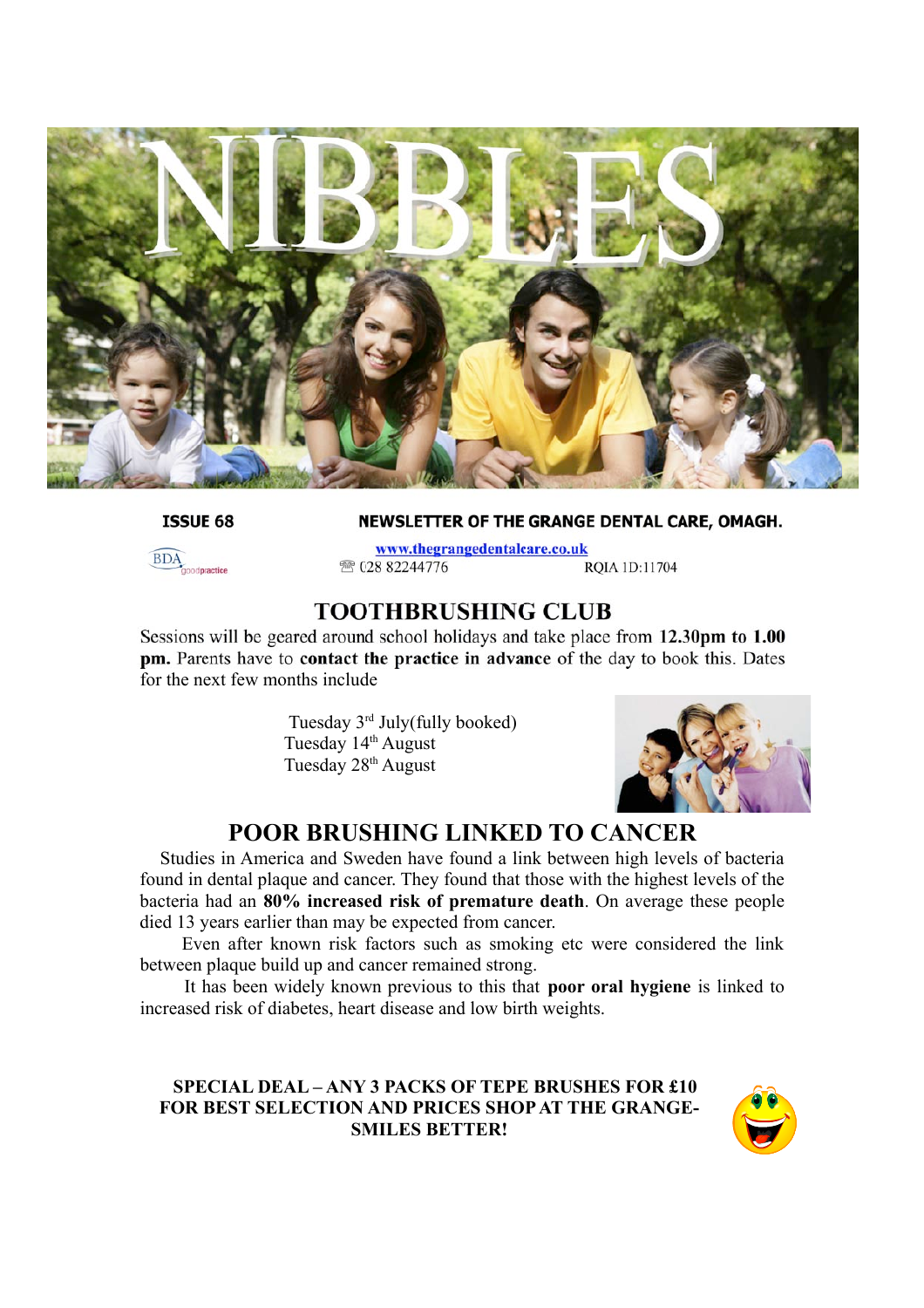# NIBBLES

**ISSUE 68** — **NEWSLETTER OF THE GRANGE DENTAL CARE, OMAGH.**

BDA goodpractice

www.thegrangedentalcare.co.uk

☎ 028 82244776 RQIA ID:11704

## TOOTHBRUSHING CLUB

Sessions will be geared around school holidays and take place from **12.30pm to 1.00 pm.** Parents have to **contact the practice in advance** of the day to book this. Dates for the next few months include

- Tuesday 3rd July(fully booked)
- Tuesday 14th August
- Tuesday 28th August

## POOR BRUSHING LINKED TO CANCER

Studies in America and Sweden have found a link between high levels of bacteria found in dental plaque and cancer. They found that those with the highest levels of the bacteria had an **80% increased risk of premature death**. On average these people died 13 years earlier than may be expected from cancer.

Even after known risk factors such as smoking etc were considered the link between plaque build up and cancer remained strong.

It has been widely known previous to this that **poor oral hygiene** is linked to increased risk of diabetes, heart disease and low birth weights.

**SPECIAL DEAL – ANY 3 PACKS OF TEPE BRUSHES FOR £10 FOR BEST SELECTION AND PRICES SHOP AT THE GRANGE- SMILES BETTER!**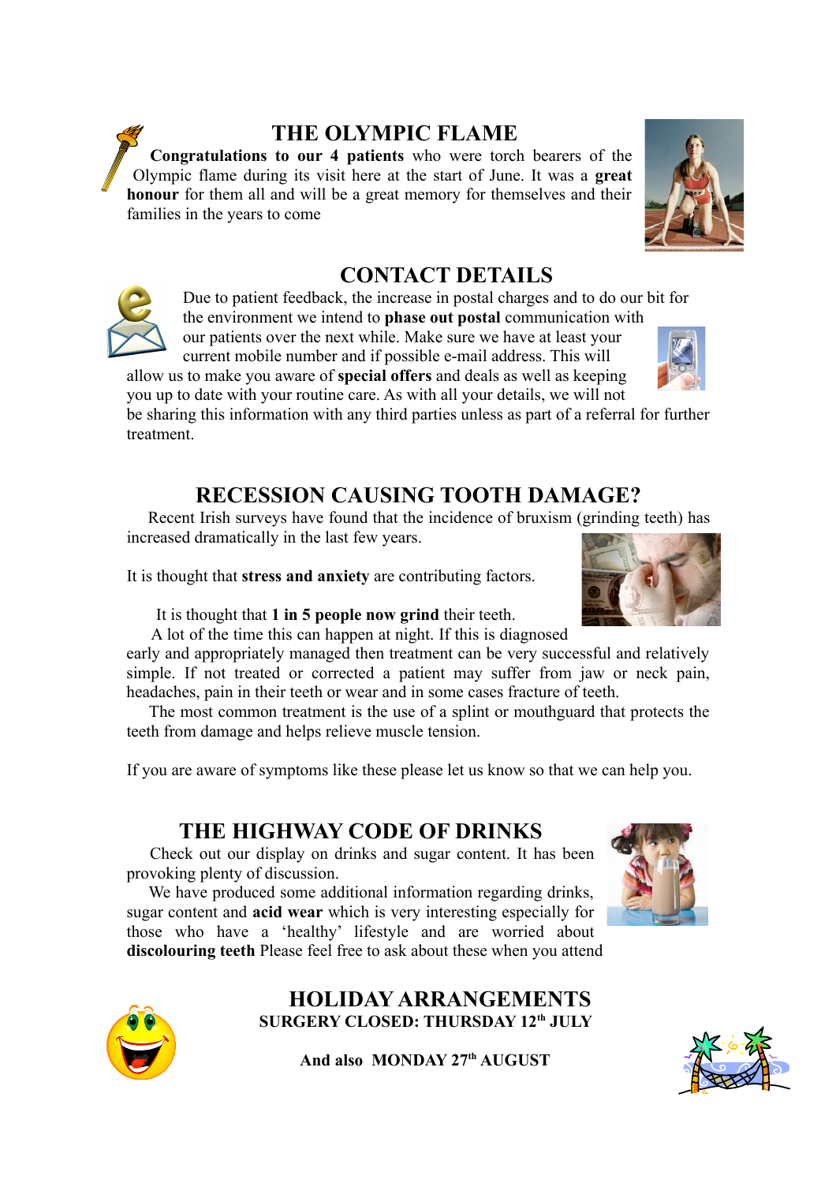# THE OLYMPIC FLAME

**Congratulations to our 4 patients** who were torch bearers of the Olympic flame during its visit here at the start of June. It was a **great honour** for them all and will be a great memory for themselves and their families in the years to come

# CONTACT DETAILS

Due to patient feedback, the increase in postal charges and to do our bit for the environment we intend to **phase out postal** communication with our patients over the next while. Make sure we have at least your current mobile number and if possible e-mail address. This will allow us to make you aware of **special offers** and deals as well as keeping you up to date with your routine care. As with all your details, we will not be sharing this information with any third parties unless as part of a referral for further treatment.

# RECESSION CAUSING TOOTH DAMAGE?

Recent Irish surveys have found that the incidence of bruxism (grinding teeth) has increased dramatically in the last few years.

It is thought that **stress and anxiety** are contributing factors.

It is thought that **1 in 5 people now grind** their teeth.

A lot of the time this can happen at night. If this is diagnosed early and appropriately managed then treatment can be very successful and relatively simple. If not treated or corrected a patient may suffer from jaw or neck pain, headaches, pain in their teeth or wear and in some cases fracture of teeth.

The most common treatment is the use of a splint or mouthguard that protects the teeth from damage and helps relieve muscle tension.

If you are aware of symptoms like these please let us know so that we can help you.

# THE HIGHWAY CODE OF DRINKS

Check out our display on drinks and sugar content. It has been provoking plenty of discussion.

We have produced some additional information regarding drinks, sugar content and **acid wear** which is very interesting especially for those who have a 'healthy' lifestyle and are worried about **discolouring teeth** Please feel free to ask about these when you attend

# HOLIDAY ARRANGEMENTS

**SURGERY CLOSED: THURSDAY 12th JULY**

**And also MONDAY 27th AUGUST**